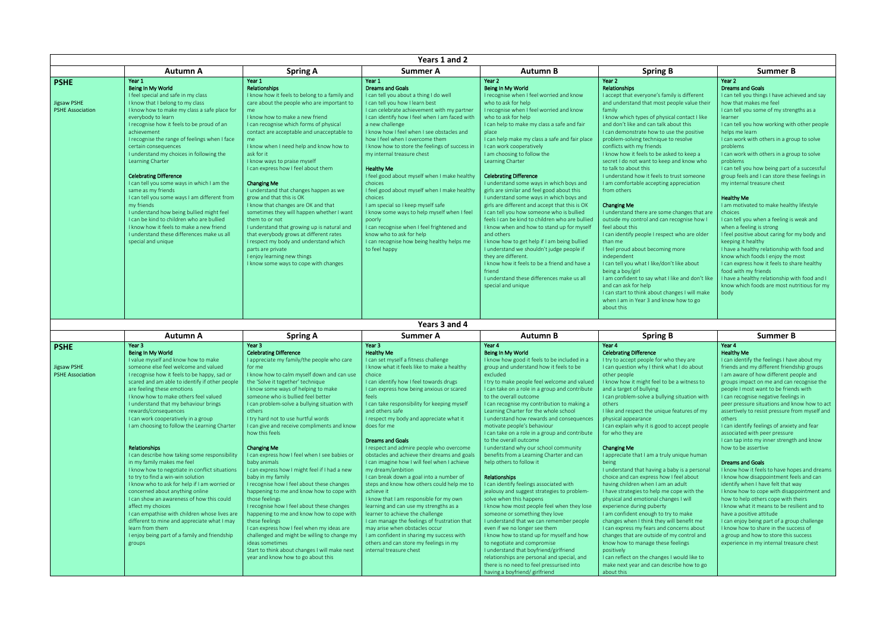## Years 1 and 2

| | Autumn A | Spring A | Summer A | Autumn B | Spring B | Summer B |
|---|---|---|---|---|---|---|
| **PSHE**<br><br>Jigsaw PSHE<br>PSHE Association | Year 1<br>**Being In My World**<br>I feel special and safe in my class<br>I know that I belong to my class<br>I know how to make my class a safe place for everybody to learn<br>I recognise how it feels to be proud of an achievement<br>I recognise the range of feelings when I face certain consequences<br>I understand my choices in following the Learning Charter<br><br>**Celebrating Difference**<br>I can tell you some ways in which I am the same as my friends<br>I can tell you some ways I am different from my friends<br>I understand how being bullied might feel<br>I can be kind to children who are bullied<br>I know how it feels to make a new friend<br>I understand these differences make us all special and unique | Year 1<br>**Relationships**<br>I know how it feels to belong to a family and care about the people who are important to me<br>I know how to make a new friend<br>I can recognise which forms of physical contact are acceptable and unacceptable to me<br>I know when I need help and know how to ask for it<br>I know ways to praise myself<br>I can express how I feel about them<br><br>**Changing Me**<br>I understand that changes happen as we grow and that this is OK<br>I know that changes are OK and that sometimes they will happen whether I want them to or not<br>I understand that growing up is natural and that everybody grows at different rates<br>I respect my body and understand which parts are private<br>I enjoy learning new things<br>I know some ways to cope with changes | Year 1<br>**Dreams and Goals**<br>I can tell you about a thing I do well<br>I can tell you how I learn best<br>I can celebrate achievement with my partner<br>I can identify how I feel when I am faced with a new challenge<br>I know how I feel when I see obstacles and how I feel when I overcome them<br>I know how to store the feelings of success in my internal treasure chest<br><br>**Healthy Me**<br>I feel good about myself when I make healthy choices<br>I feel good about myself when I make healthy choices<br>I am special so I keep myself safe<br>I know some ways to help myself when I feel poorly<br>I can recognise when I feel frightened and know who to ask for help<br>I can recognise how being healthy helps me to feel happy | Year 2<br>**Being In My World**<br>I recognise when I feel worried and know who to ask for help<br>I recognise when I feel worried and know who to ask for help<br>I can help to make my class a safe and fair place<br>I can help make my class a safe and fair place<br>I can work cooperatively<br>I am choosing to follow the Learning Charter<br><br>**Celebrating Difference**<br>I understand some ways in which boys and girls are similar and feel good about this<br>I understand some ways in which boys and girls are different and accept that this is OK<br>I can tell you how someone who is bullied feels I can be kind to children who are bullied<br>I know when and how to stand up for myself and others<br>I know how to get help if I am being bullied<br>I understand we shouldn't judge people if they are different.<br>I know how it feels to be a friend and have a friend<br>I understand these differences make us all special and unique | Year 2<br>**Relationships**<br>I accept that everyone's family is different and understand that most people value their family<br>I know which types of physical contact I like and don't like and can talk about this<br>I can demonstrate how to use the positive problem-solving technique to resolve conflicts with my friends<br>I know how it feels to be asked to keep a secret I do not want to keep and know who to talk to about this<br>I understand how it feels to trust someone<br>I am comfortable accepting appreciation from others<br><br>**Changing Me**<br>I understand there are some changes that are outside my control and can recognise how I feel about this<br>I can identify people I respect who are older than me<br>I feel proud about becoming more independent<br>I can tell you what I like/don't like about being a boy/girl<br>I am confident to say what I like and don't like and can ask for help<br>I can start to think about changes I will make when I am in Year 3 and know how to go about this | Year 2<br>**Dreams and Goals**<br>I can tell you things I have achieved and say how that makes me feel<br>I can tell you some of my strengths as a learner<br>I can tell you how working with other people helps me learn<br>I can work with others in a group to solve problems<br>I can work with others in a group to solve problems<br>I can tell you how being part of a successful group feels and I can store these feelings in my internal treasure chest<br><br>**Healthy Me**<br>I am motivated to make healthy lifestyle choices<br>I can tell you when a feeling is weak and when a feeling is strong<br>I feel positive about caring for my body and keeping it healthy<br>I have a healthy relationship with food and know which foods I enjoy the most<br>I can express how it feels to share healthy food with my friends<br>I have a healthy relationship with food and I know which foods are most nutritious for my body |

## Years 3 and 4

| | Autumn A | Spring A | Summer A | Autumn B | Spring B | Summer B |
|---|---|---|---|---|---|---|
| **PSHE**<br><br>Jigsaw PSHE<br>PSHE Association | Year 3<br>**Being In My World**<br>I value myself and know how to make someone else feel welcome and valued<br>I recognise how it feels to be happy, sad or scared and am able to identify if other people are feeling these emotions<br>I know how to make others feel valued<br>I understand that my behaviour brings rewards/consequences<br>I can work cooperatively in a group<br>I am choosing to follow the Learning Charter<br><br>**Relationships**<br>I can describe how taking some responsibility in my family makes me feel<br>I know how to negotiate in conflict situations to try to find a win-win solution<br>I know who to ask for help if I am worried or concerned about anything online<br>I can show an awareness of how this could affect my choices<br>I can empathise with children whose lives are different to mine and appreciate what I may learn from them<br>I enjoy being part of a family and friendship groups | Year 3<br>**Celebrating Difference**<br>I appreciate my family/the people who care for me<br>I know how to calm myself down and can use the 'Solve it together' technique<br>I know some ways of helping to make someone who is bullied feel better<br>I can problem-solve a bullying situation with others<br>I try hard not to use hurtful words<br>I can give and receive compliments and know how this feels<br><br>**Changing Me**<br>I can express how I feel when I see babies or baby animals<br>I can express how I might feel if I had a new baby in my family<br>I recognise how I feel about these changes happening to me and know how to cope with those feelings<br>I recognise how I feel about these changes happening to me and know how to cope with these feelings<br>I can express how I feel when my ideas are challenged and might be willing to change my ideas sometimes<br>Start to think about changes I will make next year and know how to go about this | Year 3<br>**Healthy Me**<br>I can set myself a fitness challenge<br>I know what it feels like to make a healthy choice<br>I can identify how I feel towards drugs<br>I can express how being anxious or scared feels<br>I can take responsibility for keeping myself and others safe<br>I respect my body and appreciate what it does for me<br><br>**Dreams and Goals**<br>I respect and admire people who overcome obstacles and achieve their dreams and goals<br>I can imagine how I will feel when I achieve my dream/ambition<br>I can break down a goal into a number of steps and know how others could help me to achieve it<br>I know that I am responsible for my own learning and can use my strengths as a learner to achieve the challenge<br>I can manage the feelings of frustration that may arise when obstacles occur<br>I am confident in sharing my success with others and can store my feelings in my internal treasure chest | Year 4<br>**Being In My World**<br>I know how good it feels to be included in a group and understand how it feels to be excluded<br>I try to make people feel welcome and valued<br>I can take on a role in a group and contribute to the overall outcome<br>I can recognise my contribution to making a Learning Charter for the whole school<br>I understand how rewards and consequences motivate people's behaviour<br>I can take on a role in a group and contribute to the overall outcome<br>I understand why our school community benefits from a Learning Charter and can help others to follow it<br><br>**Relationships**<br>I can identify feelings associated with jealousy and suggest strategies to problem-solve when this happens<br>I know how most people feel when they lose someone or something they love<br>I understand that we can remember people even if we no longer see them<br>I know how to stand up for myself and how to negotiate and compromise<br>I understand that boyfriend/girlfriend relationships are personal and special, and there is no need to feel pressurised into having a boyfriend/ girlfriend | Year 4<br>**Celebrating Difference**<br>I try to accept people for who they are<br>I can question why I think what I do about other people<br>I know how it might feel to be a witness to and a target of bullying<br>I can problem-solve a bullying situation with others<br>I like and respect the unique features of my physical appearance<br>I can explain why it is good to accept people for who they are<br><br>**Changing Me**<br>I appreciate that I am a truly unique human being<br>I understand that having a baby is a personal choice and can express how I feel about having children when I am an adult<br>I have strategies to help me cope with the physical and emotional changes I will experience during puberty<br>I am confident enough to try to make changes when I think they will benefit me<br>I can express my fears and concerns about changes that are outside of my control and know how to manage these feelings positively<br>I can reflect on the changes I would like to make next year and can describe how to go about this | Year 4<br>**Healthy Me**<br>I can identify the feelings I have about my friends and my different friendship groups<br>I am aware of how different people and groups impact on me and can recognise the people I most want to be friends with<br>I can recognise negative feelings in peer pressure situations and know how to act assertively to resist pressure from myself and others<br>I can identify feelings of anxiety and fear associated with peer pressure<br>I can tap into my inner strength and know how to be assertive<br><br>**Dreams and Goals**<br>I know how it feels to have hopes and dreams<br>I know how disappointment feels and can identify when I have felt that way<br>I know how to cope with disappointment and how to help others cope with theirs<br>I know what it means to be resilient and to have a positive attitude<br>I can enjoy being part of a group challenge<br>I know how to share in the success of a group and how to store this success experience in my internal treasure chest |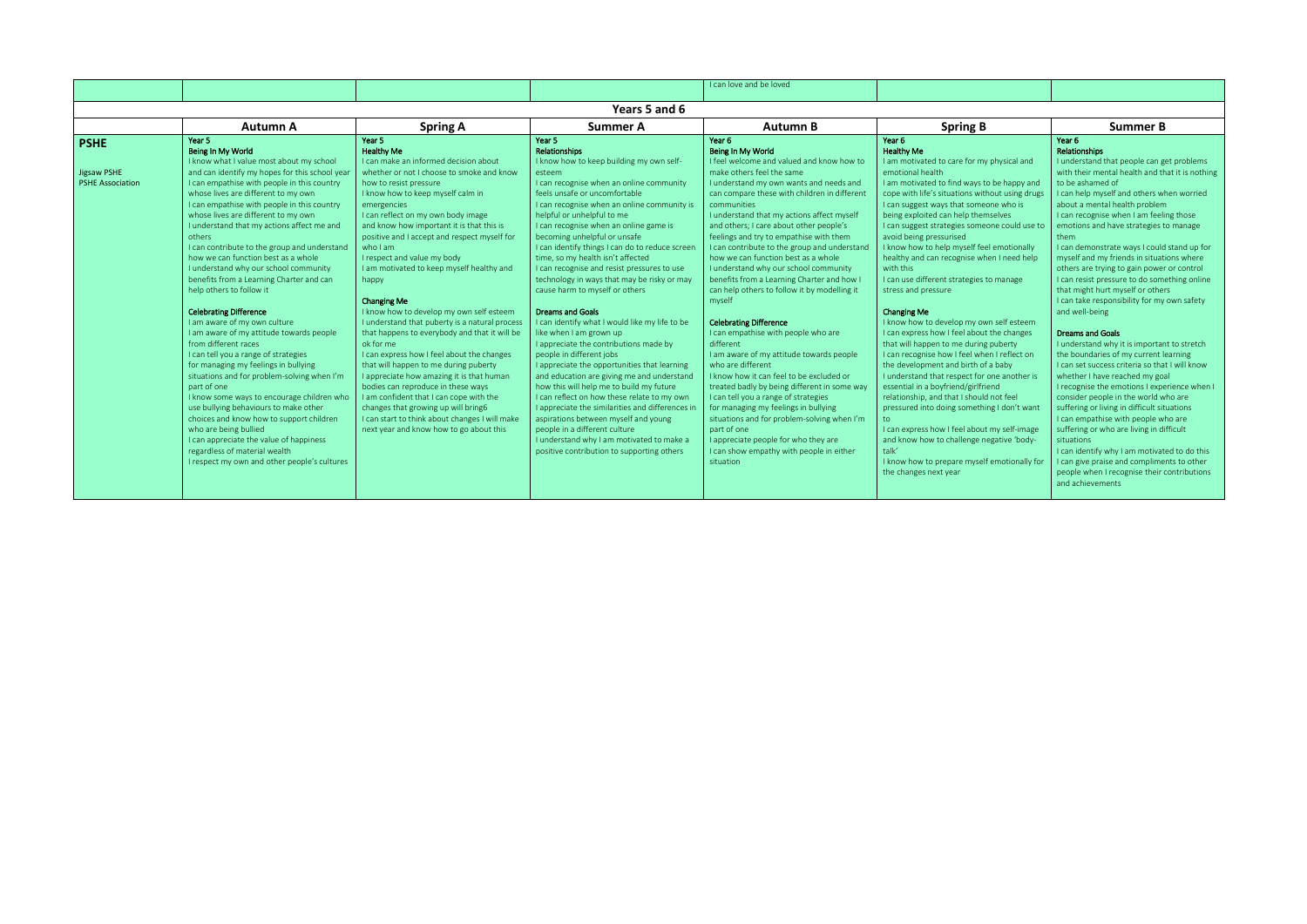| | | | | | | |
|---|---|---|---|---|---|---|
| | | | | I can love and be loved | | |
| **Years 5 and 6** | | | | | | |
| | **Autumn A** | **Spring A** | **Summer A** | **Autumn B** | **Spring B** | **Summer B** |
| **PSHE**<br><br>Jigsaw PSHE<br>PSHE Association | Year 5<br>**Being In My World**<br>I know what I value most about my school and can identify my hopes for this school year<br>I can empathise with people in this country whose lives are different to my own<br>I can empathise with people in this country whose lives are different to my own<br>I understand that my actions affect me and others<br>I can contribute to the group and understand how we can function best as a whole<br>I understand why our school community benefits from a Learning Charter and can help others to follow it<br><br>**Celebrating Difference**<br>I am aware of my own culture<br>I am aware of my attitude towards people from different races<br>I can tell you a range of strategies for managing my feelings in bullying situations and for problem-solving when I'm part of one<br>I know some ways to encourage children who use bullying behaviours to make other choices and know how to support children who are being bullied<br>I can appreciate the value of happiness regardless of material wealth<br>I respect my own and other people's cultures | Year 5<br>**Healthy Me**<br>I can make an informed decision about whether or not I choose to smoke and know how to resist pressure<br>I know how to keep myself calm in emergencies<br>I can reflect on my own body image and know how important it is that this is positive and I accept and respect myself for who I am<br>I respect and value my body<br>I am motivated to keep myself healthy and happy<br><br>**Changing Me**<br>I know how to develop my own self esteem<br>I understand that puberty is a natural process that happens to everybody and that it will be ok for me<br>I can express how I feel about the changes that will happen to me during puberty<br>I appreciate how amazing it is that human bodies can reproduce in these ways<br>I am confident that I can cope with the changes that growing up will bring6<br>I can start to think about changes I will make next year and know how to go about this | Year 5<br>**Relationships**<br>I know how to keep building my own self-esteem<br>I can recognise when an online community feels unsafe or uncomfortable<br>I can recognise when an online community is helpful or unhelpful to me<br>I can recognise when an online game is becoming unhelpful or unsafe<br>I can identify things I can do to reduce screen time, so my health isn't affected<br>I can recognise and resist pressures to use technology in ways that may be risky or may cause harm to myself or others<br><br>**Dreams and Goals**<br>I can identify what I would like my life to be like when I am grown up<br>I appreciate the contributions made by people in different jobs<br>I appreciate the opportunities that learning and education are giving me and understand how this will help me to build my future<br>I can reflect on how these relate to my own<br>I appreciate the similarities and differences in aspirations between myself and young people in a different culture<br>I understand why I am motivated to make a positive contribution to supporting others | Year 6<br>**Being In My World**<br>I feel welcome and valued and know how to make others feel the same<br>I understand my own wants and needs and can compare these with children in different communities<br>I understand that my actions affect myself and others; I care about other people's feelings and try to empathise with them<br>I can contribute to the group and understand how we can function best as a whole<br>I understand why our school community benefits from a Learning Charter and how I can help others to follow it by modelling it myself<br><br>**Celebrating Difference**<br>I can empathise with people who are different<br>I am aware of my attitude towards people who are different<br>I know how it can feel to be excluded or treated badly by being different in some way<br>I can tell you a range of strategies for managing my feelings in bullying situations and for problem-solving when I'm part of one<br>I appreciate people for who they are<br>I can show empathy with people in either situation | Year 6<br>**Healthy Me**<br>I am motivated to care for my physical and emotional health<br>I am motivated to find ways to be happy and cope with life's situations without using drugs<br>I can suggest ways that someone who is being exploited can help themselves<br>I can suggest strategies someone could use to avoid being pressurised<br>I know how to help myself feel emotionally healthy and can recognise when I need help with this<br>I can use different strategies to manage stress and pressure<br><br>**Changing Me**<br>I know how to develop my own self esteem<br>I can express how I feel about the changes that will happen to me during puberty<br>I can recognise how I feel when I reflect on the development and birth of a baby<br>I understand that respect for one another is essential in a boyfriend/girlfriend relationship, and that I should not feel pressured into doing something I don't want to<br>I can express how I feel about my self-image and know how to challenge negative 'body-talk'<br>I know how to prepare myself emotionally for the changes next year | Year 6<br>**Relationships**<br>I understand that people can get problems with their mental health and that it is nothing to be ashamed of<br>I can help myself and others when worried about a mental health problem<br>I can recognise when I am feeling those emotions and have strategies to manage them<br>I can demonstrate ways I could stand up for myself and my friends in situations where others are trying to gain power or control<br>I can resist pressure to do something online that might hurt myself or others<br>I can take responsibility for my own safety and well-being<br><br>**Dreams and Goals**<br>I understand why it is important to stretch the boundaries of my current learning<br>I can set success criteria so that I will know whether I have reached my goal<br>I recognise the emotions I experience when I consider people in the world who are suffering or living in difficult situations<br>I can empathise with people who are suffering or who are living in difficult situations<br>I can identify why I am motivated to do this<br>I can give praise and compliments to other people when I recognise their contributions and achievements |